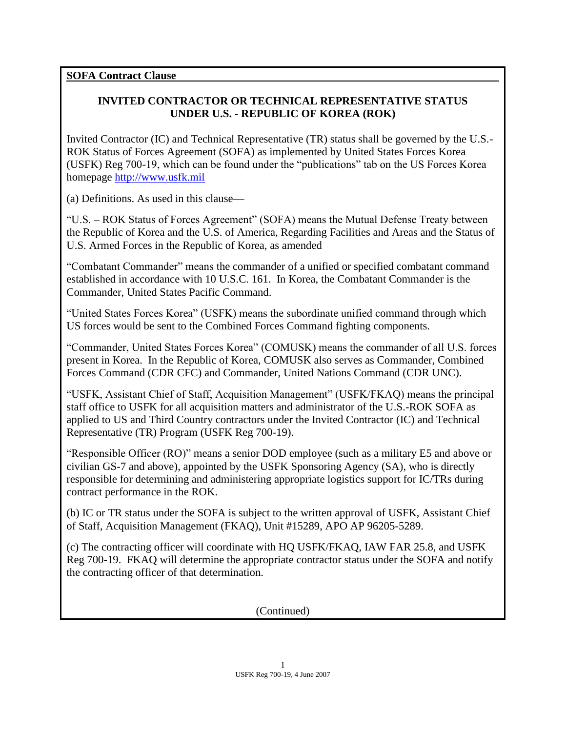**SOFA Contract Clause**

## INVITED CONTRACTOR OR TECHNICAL REPRESENTATIVE STATUS UNDER U.S. - REPUBLIC OF KOREA (ROK)

Invited Contractor (IC) and Technical Representative (TR) status shall be governed by the U.S.-ROK Status of Forces Agreement (SOFA) as implemented by United States Forces Korea (USFK) Reg 700-19, which can be found under the "publications" tab on the US Forces Korea homepage http://www.usfk.mil

(a) Definitions. As used in this clause—

"U.S. – ROK Status of Forces Agreement" (SOFA) means the Mutual Defense Treaty between the Republic of Korea and the U.S. of America, Regarding Facilities and Areas and the Status of U.S. Armed Forces in the Republic of Korea, as amended

"Combatant Commander" means the commander of a unified or specified combatant command established in accordance with 10 U.S.C. 161. In Korea, the Combatant Commander is the Commander, United States Pacific Command.

"United States Forces Korea" (USFK) means the subordinate unified command through which US forces would be sent to the Combined Forces Command fighting components.

"Commander, United States Forces Korea" (COMUSK) means the commander of all U.S. forces present in Korea. In the Republic of Korea, COMUSK also serves as Commander, Combined Forces Command (CDR CFC) and Commander, United Nations Command (CDR UNC).

"USFK, Assistant Chief of Staff, Acquisition Management" (USFK/FKAQ) means the principal staff office to USFK for all acquisition matters and administrator of the U.S.-ROK SOFA as applied to US and Third Country contractors under the Invited Contractor (IC) and Technical Representative (TR) Program (USFK Reg 700-19).

"Responsible Officer (RO)" means a senior DOD employee (such as a military E5 and above or civilian GS-7 and above), appointed by the USFK Sponsoring Agency (SA), who is directly responsible for determining and administering appropriate logistics support for IC/TRs during contract performance in the ROK.

(b) IC or TR status under the SOFA is subject to the written approval of USFK, Assistant Chief of Staff, Acquisition Management (FKAQ), Unit #15289, APO AP 96205-5289.

(c) The contracting officer will coordinate with HQ USFK/FKAQ, IAW FAR 25.8, and USFK Reg 700-19. FKAQ will determine the appropriate contractor status under the SOFA and notify the contracting officer of that determination.

(Continued)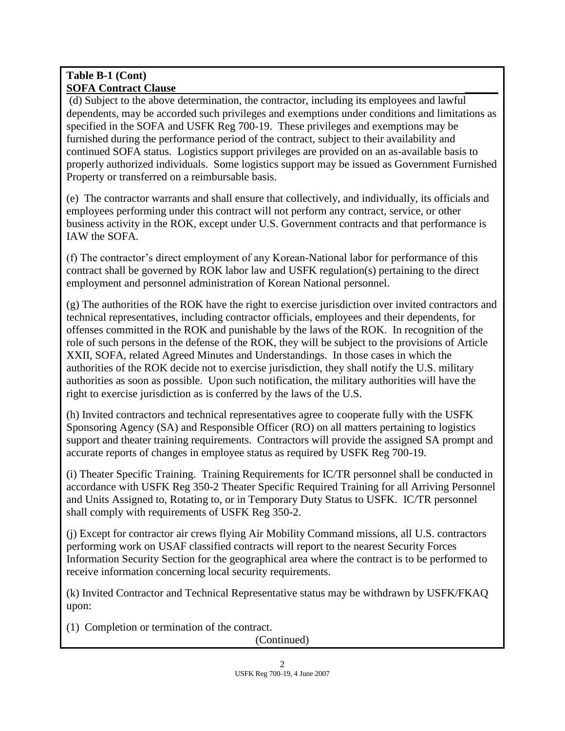**Table B-1 (Cont)**
**SOFA Contract Clause**

(d) Subject to the above determination, the contractor, including its employees and lawful dependents, may be accorded such privileges and exemptions under conditions and limitations as specified in the SOFA and USFK Reg 700-19. These privileges and exemptions may be furnished during the performance period of the contract, subject to their availability and continued SOFA status. Logistics support privileges are provided on an as-available basis to properly authorized individuals. Some logistics support may be issued as Government Furnished Property or transferred on a reimbursable basis.

(e) The contractor warrants and shall ensure that collectively, and individually, its officials and employees performing under this contract will not perform any contract, service, or other business activity in the ROK, except under U.S. Government contracts and that performance is IAW the SOFA.

(f) The contractor's direct employment of any Korean-National labor for performance of this contract shall be governed by ROK labor law and USFK regulation(s) pertaining to the direct employment and personnel administration of Korean National personnel.

(g) The authorities of the ROK have the right to exercise jurisdiction over invited contractors and technical representatives, including contractor officials, employees and their dependents, for offenses committed in the ROK and punishable by the laws of the ROK. In recognition of the role of such persons in the defense of the ROK, they will be subject to the provisions of Article XXII, SOFA, related Agreed Minutes and Understandings. In those cases in which the authorities of the ROK decide not to exercise jurisdiction, they shall notify the U.S. military authorities as soon as possible. Upon such notification, the military authorities will have the right to exercise jurisdiction as is conferred by the laws of the U.S.

(h) Invited contractors and technical representatives agree to cooperate fully with the USFK Sponsoring Agency (SA) and Responsible Officer (RO) on all matters pertaining to logistics support and theater training requirements. Contractors will provide the assigned SA prompt and accurate reports of changes in employee status as required by USFK Reg 700-19.

(i) Theater Specific Training. Training Requirements for IC/TR personnel shall be conducted in accordance with USFK Reg 350-2 Theater Specific Required Training for all Arriving Personnel and Units Assigned to, Rotating to, or in Temporary Duty Status to USFK. IC/TR personnel shall comply with requirements of USFK Reg 350-2.

(j) Except for contractor air crews flying Air Mobility Command missions, all U.S. contractors performing work on USAF classified contracts will report to the nearest Security Forces Information Security Section for the geographical area where the contract is to be performed to receive information concerning local security requirements.

(k) Invited Contractor and Technical Representative status may be withdrawn by USFK/FKAQ upon:

(1) Completion or termination of the contract.

(Continued)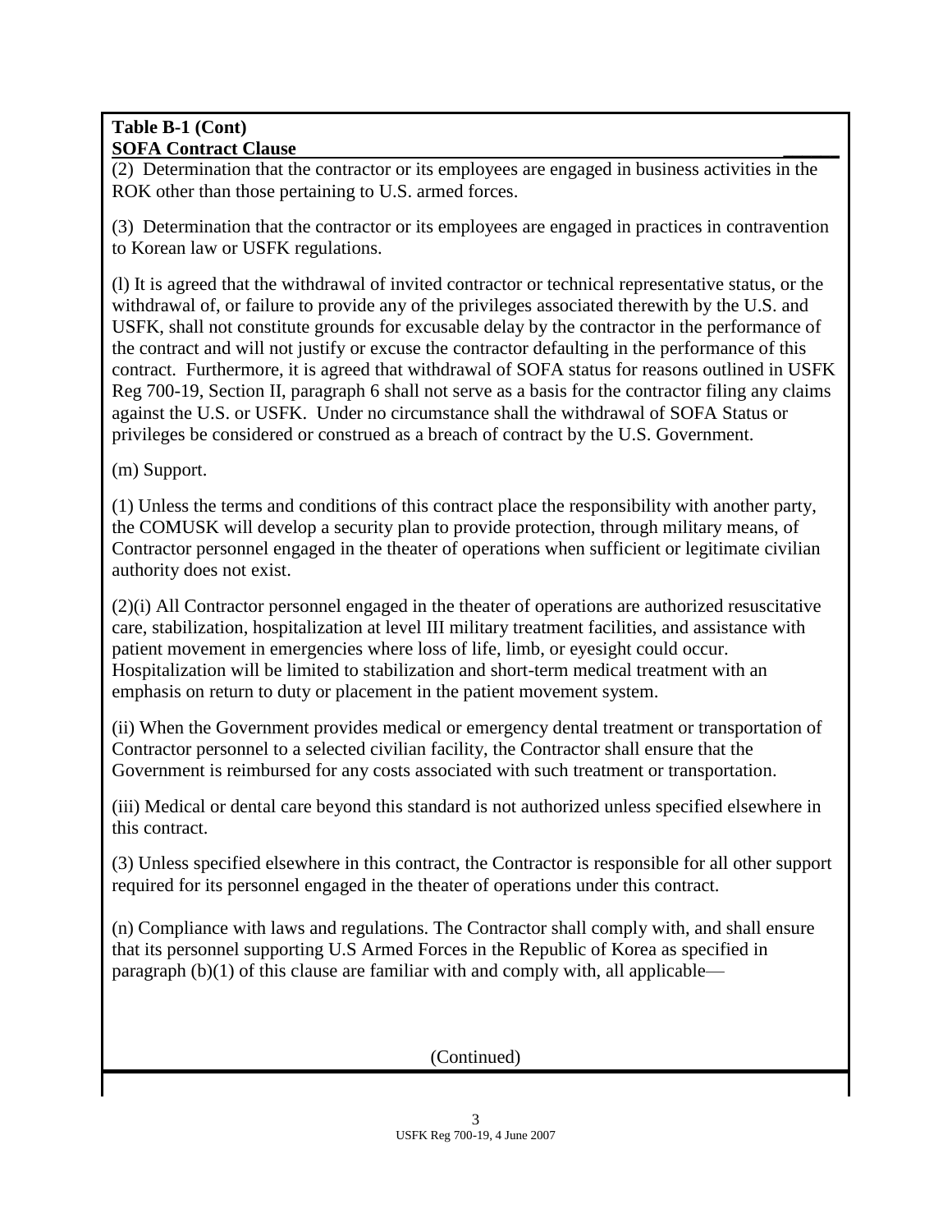**Table B-1 (Cont)**
**SOFA Contract Clause**

(2) Determination that the contractor or its employees are engaged in business activities in the ROK other than those pertaining to U.S. armed forces.

(3) Determination that the contractor or its employees are engaged in practices in contravention to Korean law or USFK regulations.

(l) It is agreed that the withdrawal of invited contractor or technical representative status, or the withdrawal of, or failure to provide any of the privileges associated therewith by the U.S. and USFK, shall not constitute grounds for excusable delay by the contractor in the performance of the contract and will not justify or excuse the contractor defaulting in the performance of this contract. Furthermore, it is agreed that withdrawal of SOFA status for reasons outlined in USFK Reg 700-19, Section II, paragraph 6 shall not serve as a basis for the contractor filing any claims against the U.S. or USFK. Under no circumstance shall the withdrawal of SOFA Status or privileges be considered or construed as a breach of contract by the U.S. Government.

(m) Support.

(1) Unless the terms and conditions of this contract place the responsibility with another party, the COMUSK will develop a security plan to provide protection, through military means, of Contractor personnel engaged in the theater of operations when sufficient or legitimate civilian authority does not exist.

(2)(i) All Contractor personnel engaged in the theater of operations are authorized resuscitative care, stabilization, hospitalization at level III military treatment facilities, and assistance with patient movement in emergencies where loss of life, limb, or eyesight could occur. Hospitalization will be limited to stabilization and short-term medical treatment with an emphasis on return to duty or placement in the patient movement system.

(ii) When the Government provides medical or emergency dental treatment or transportation of Contractor personnel to a selected civilian facility, the Contractor shall ensure that the Government is reimbursed for any costs associated with such treatment or transportation.

(iii) Medical or dental care beyond this standard is not authorized unless specified elsewhere in this contract.

(3) Unless specified elsewhere in this contract, the Contractor is responsible for all other support required for its personnel engaged in the theater of operations under this contract.

(n) Compliance with laws and regulations. The Contractor shall comply with, and shall ensure that its personnel supporting U.S Armed Forces in the Republic of Korea as specified in paragraph (b)(1) of this clause are familiar with and comply with, all applicable—

(Continued)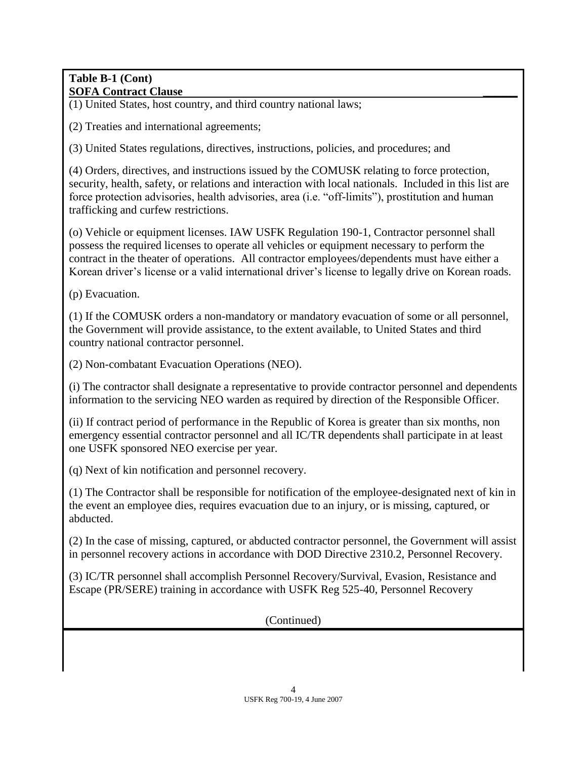**Table B-1 (Cont)**
**SOFA Contract Clause**

(1) United States, host country, and third country national laws;

(2) Treaties and international agreements;

(3) United States regulations, directives, instructions, policies, and procedures; and

(4) Orders, directives, and instructions issued by the COMUSK relating to force protection, security, health, safety, or relations and interaction with local nationals. Included in this list are force protection advisories, health advisories, area (i.e. "off-limits"), prostitution and human trafficking and curfew restrictions.

(o) Vehicle or equipment licenses. IAW USFK Regulation 190-1, Contractor personnel shall possess the required licenses to operate all vehicles or equipment necessary to perform the contract in the theater of operations. All contractor employees/dependents must have either a Korean driver's license or a valid international driver's license to legally drive on Korean roads.

(p) Evacuation.

(1) If the COMUSK orders a non-mandatory or mandatory evacuation of some or all personnel, the Government will provide assistance, to the extent available, to United States and third country national contractor personnel.

(2) Non-combatant Evacuation Operations (NEO).

(i) The contractor shall designate a representative to provide contractor personnel and dependents information to the servicing NEO warden as required by direction of the Responsible Officer.

(ii) If contract period of performance in the Republic of Korea is greater than six months, non emergency essential contractor personnel and all IC/TR dependents shall participate in at least one USFK sponsored NEO exercise per year.

(q) Next of kin notification and personnel recovery.

(1) The Contractor shall be responsible for notification of the employee-designated next of kin in the event an employee dies, requires evacuation due to an injury, or is missing, captured, or abducted.

(2) In the case of missing, captured, or abducted contractor personnel, the Government will assist in personnel recovery actions in accordance with DOD Directive 2310.2, Personnel Recovery.

(3) IC/TR personnel shall accomplish Personnel Recovery/Survival, Evasion, Resistance and Escape (PR/SERE) training in accordance with USFK Reg 525-40, Personnel Recovery

(Continued)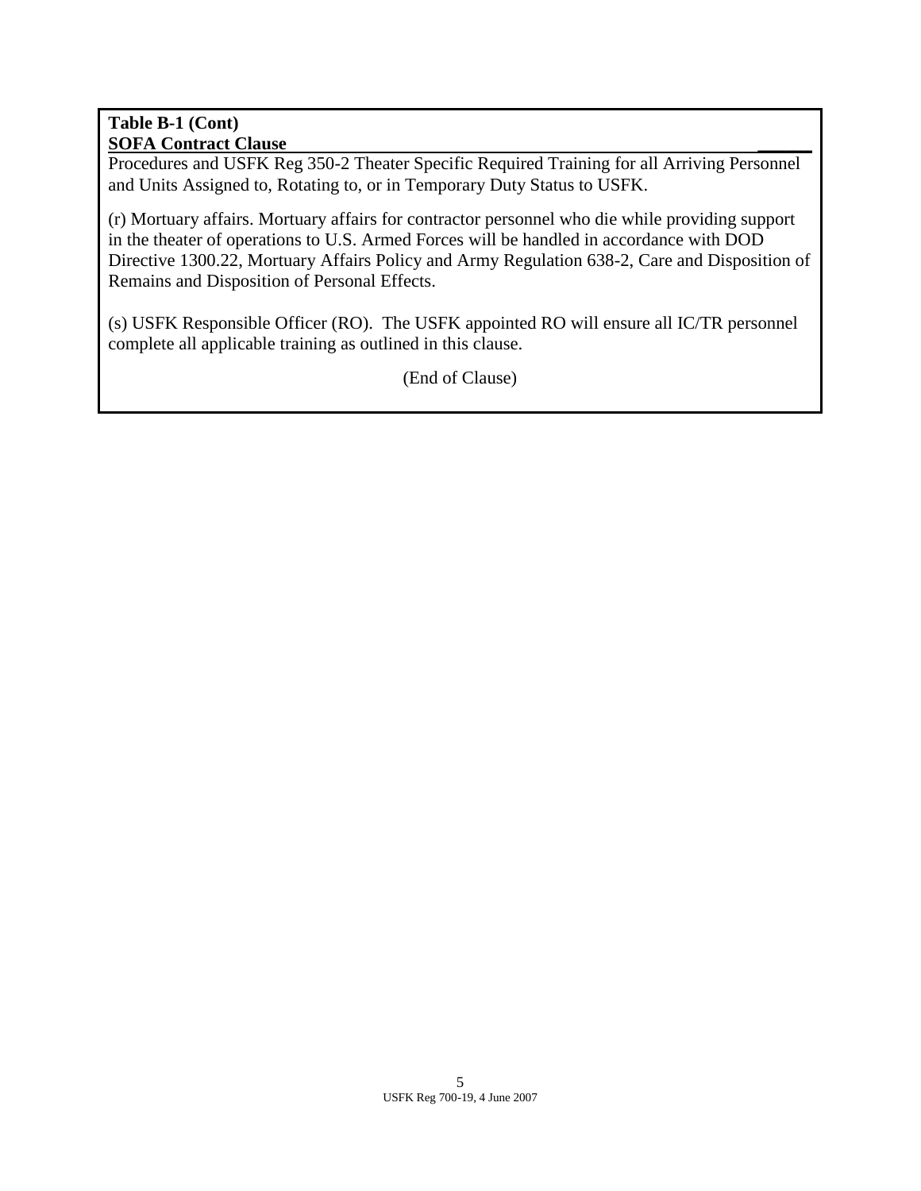**Table B-1 (Cont)**
**SOFA Contract Clause**

Procedures and USFK Reg 350-2 Theater Specific Required Training for all Arriving Personnel and Units Assigned to, Rotating to, or in Temporary Duty Status to USFK.

(r) Mortuary affairs. Mortuary affairs for contractor personnel who die while providing support in the theater of operations to U.S. Armed Forces will be handled in accordance with DOD Directive 1300.22, Mortuary Affairs Policy and Army Regulation 638-2, Care and Disposition of Remains and Disposition of Personal Effects.

(s) USFK Responsible Officer (RO). The USFK appointed RO will ensure all IC/TR personnel complete all applicable training as outlined in this clause.

(End of Clause)